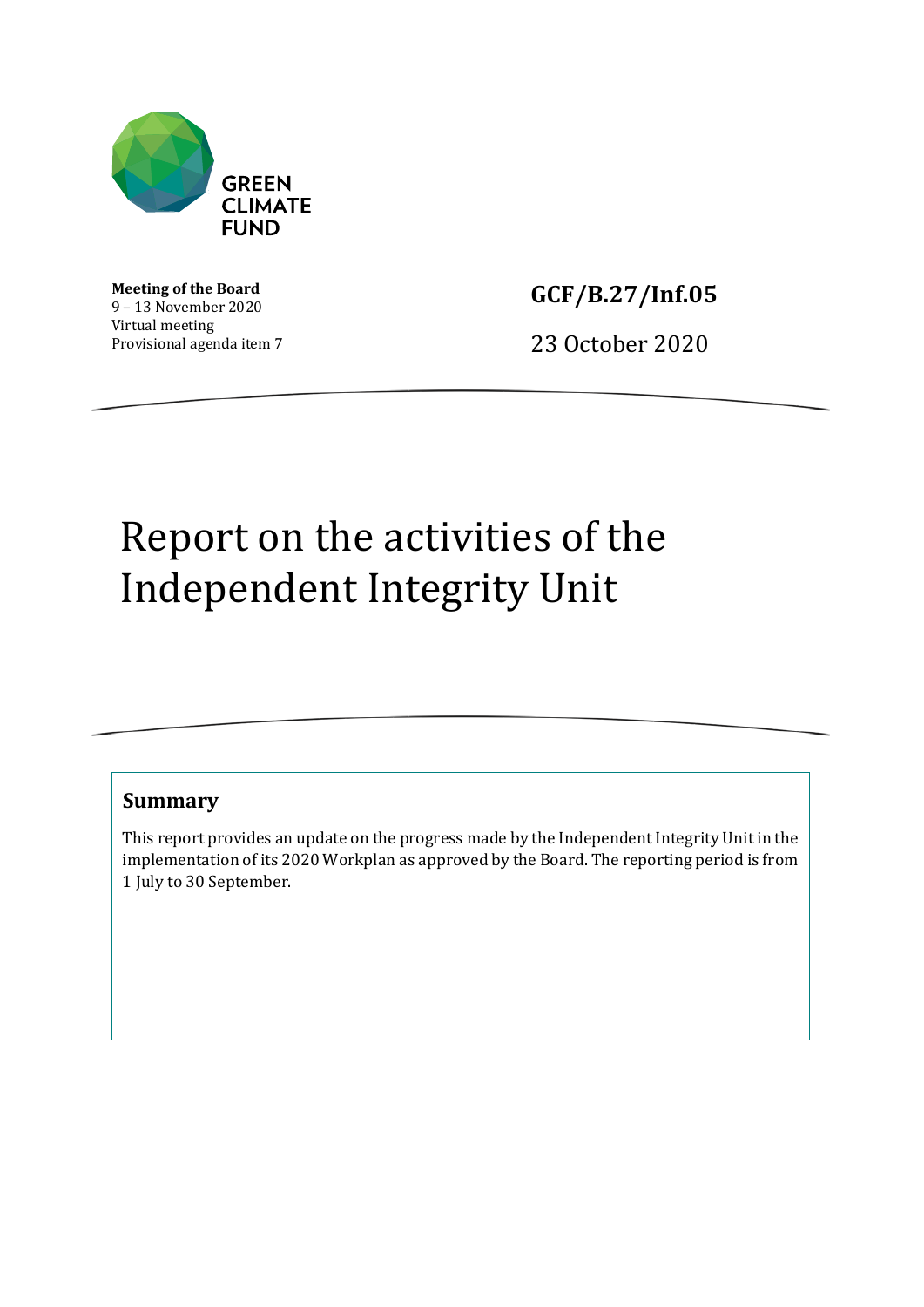GREEN CLIMATE FUND

**Meeting of the Board**
9 – 13 November 2020
Virtual meeting
Provisional agenda item 7

**GCF/B.27/Inf.05**

23 October 2020

# Report on the activities of the Independent Integrity Unit

## Summary

This report provides an update on the progress made by the Independent Integrity Unit in the implementation of its 2020 Workplan as approved by the Board. The reporting period is from 1 July to 30 September.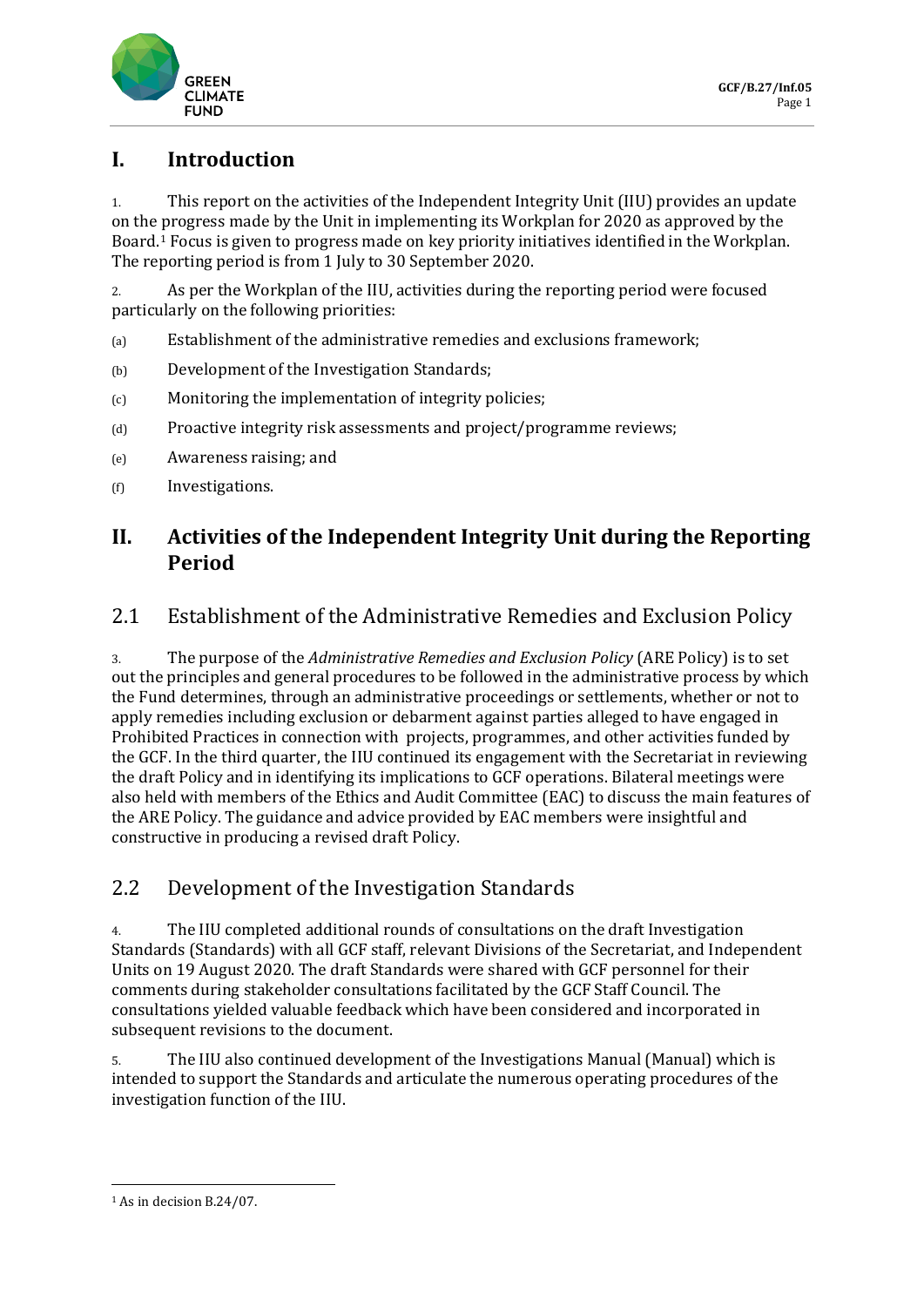# I. Introduction

1. This report on the activities of the Independent Integrity Unit (IIU) provides an update on the progress made by the Unit in implementing its Workplan for 2020 as approved by the Board.[1] Focus is given to progress made on key priority initiatives identified in the Workplan. The reporting period is from 1 July to 30 September 2020.

2. As per the Workplan of the IIU, activities during the reporting period were focused particularly on the following priorities:

(a) Establishment of the administrative remedies and exclusions framework;

(b) Development of the Investigation Standards;

(c) Monitoring the implementation of integrity policies;

(d) Proactive integrity risk assessments and project/programme reviews;

(e) Awareness raising; and

(f) Investigations.

# II. Activities of the Independent Integrity Unit during the Reporting Period

## 2.1 Establishment of the Administrative Remedies and Exclusion Policy

3. The purpose of the *Administrative Remedies and Exclusion Policy* (ARE Policy) is to set out the principles and general procedures to be followed in the administrative process by which the Fund determines, through an administrative proceedings or settlements, whether or not to apply remedies including exclusion or debarment against parties alleged to have engaged in Prohibited Practices in connection with projects, programmes, and other activities funded by the GCF. In the third quarter, the IIU continued its engagement with the Secretariat in reviewing the draft Policy and in identifying its implications to GCF operations. Bilateral meetings were also held with members of the Ethics and Audit Committee (EAC) to discuss the main features of the ARE Policy. The guidance and advice provided by EAC members were insightful and constructive in producing a revised draft Policy.

## 2.2 Development of the Investigation Standards

4. The IIU completed additional rounds of consultations on the draft Investigation Standards (Standards) with all GCF staff, relevant Divisions of the Secretariat, and Independent Units on 19 August 2020. The draft Standards were shared with GCF personnel for their comments during stakeholder consultations facilitated by the GCF Staff Council. The consultations yielded valuable feedback which have been considered and incorporated in subsequent revisions to the document.

5. The IIU also continued development of the Investigations Manual (Manual) which is intended to support the Standards and articulate the numerous operating procedures of the investigation function of the IIU.

[1] As in decision B.24/07.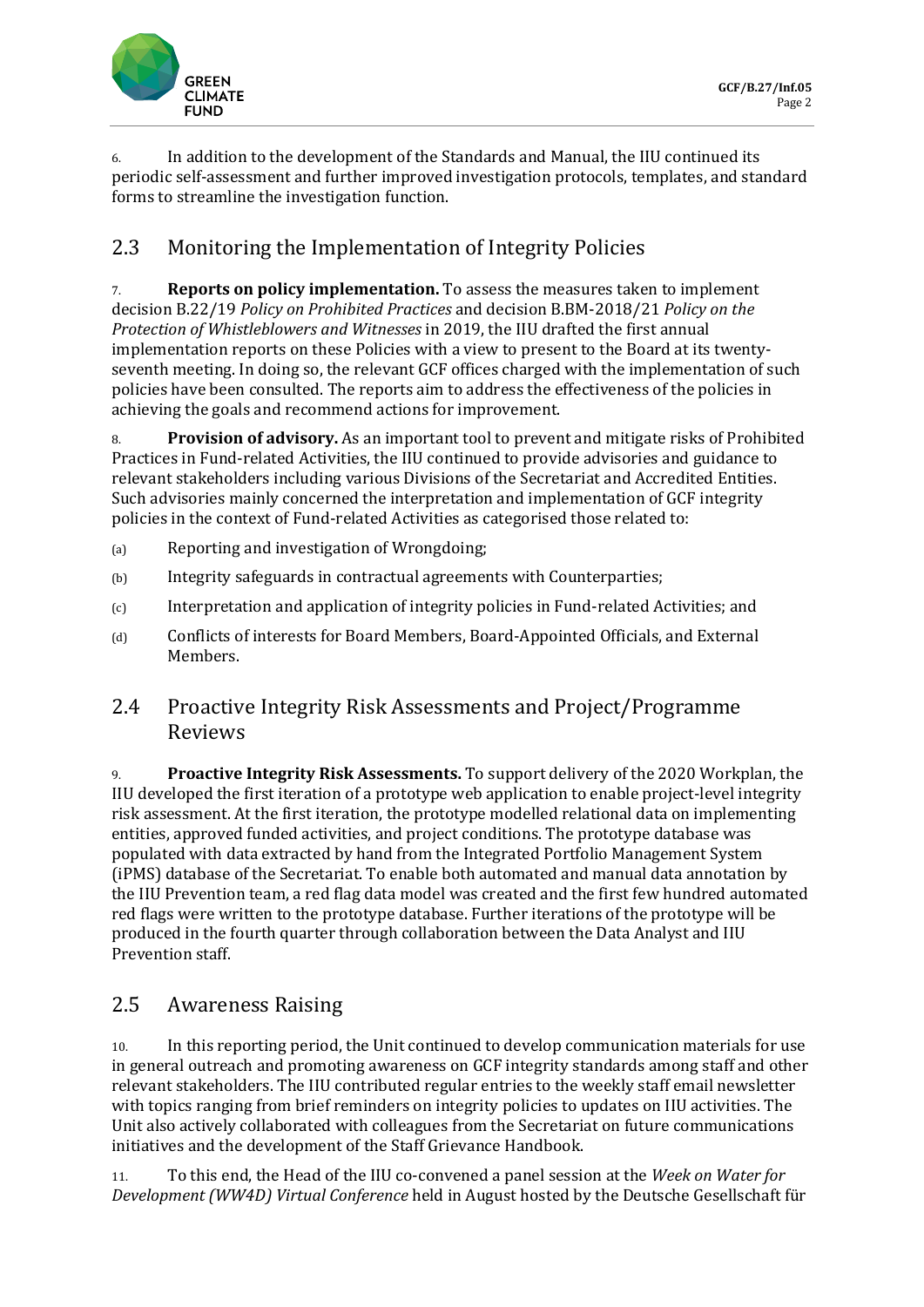6. In addition to the development of the Standards and Manual, the IIU continued its periodic self-assessment and further improved investigation protocols, templates, and standard forms to streamline the investigation function.

## 2.3 Monitoring the Implementation of Integrity Policies

7. **Reports on policy implementation.** To assess the measures taken to implement decision B.22/19 *Policy on Prohibited Practices* and decision B.BM-2018/21 *Policy on the Protection of Whistleblowers and Witnesses* in 2019, the IIU drafted the first annual implementation reports on these Policies with a view to present to the Board at its twenty-seventh meeting. In doing so, the relevant GCF offices charged with the implementation of such policies have been consulted. The reports aim to address the effectiveness of the policies in achieving the goals and recommend actions for improvement.

8. **Provision of advisory.** As an important tool to prevent and mitigate risks of Prohibited Practices in Fund-related Activities, the IIU continued to provide advisories and guidance to relevant stakeholders including various Divisions of the Secretariat and Accredited Entities. Such advisories mainly concerned the interpretation and implementation of GCF integrity policies in the context of Fund-related Activities as categorised those related to:

(a) Reporting and investigation of Wrongdoing;

(b) Integrity safeguards in contractual agreements with Counterparties;

(c) Interpretation and application of integrity policies in Fund-related Activities; and

(d) Conflicts of interests for Board Members, Board-Appointed Officials, and External Members.

## 2.4 Proactive Integrity Risk Assessments and Project/Programme Reviews

9. **Proactive Integrity Risk Assessments.** To support delivery of the 2020 Workplan, the IIU developed the first iteration of a prototype web application to enable project-level integrity risk assessment. At the first iteration, the prototype modelled relational data on implementing entities, approved funded activities, and project conditions. The prototype database was populated with data extracted by hand from the Integrated Portfolio Management System (iPMS) database of the Secretariat. To enable both automated and manual data annotation by the IIU Prevention team, a red flag data model was created and the first few hundred automated red flags were written to the prototype database. Further iterations of the prototype will be produced in the fourth quarter through collaboration between the Data Analyst and IIU Prevention staff.

## 2.5 Awareness Raising

10. In this reporting period, the Unit continued to develop communication materials for use in general outreach and promoting awareness on GCF integrity standards among staff and other relevant stakeholders. The IIU contributed regular entries to the weekly staff email newsletter with topics ranging from brief reminders on integrity policies to updates on IIU activities. The Unit also actively collaborated with colleagues from the Secretariat on future communications initiatives and the development of the Staff Grievance Handbook.

11. To this end, the Head of the IIU co-convened a panel session at the *Week on Water for Development (WW4D) Virtual Conference* held in August hosted by the Deutsche Gesellschaft für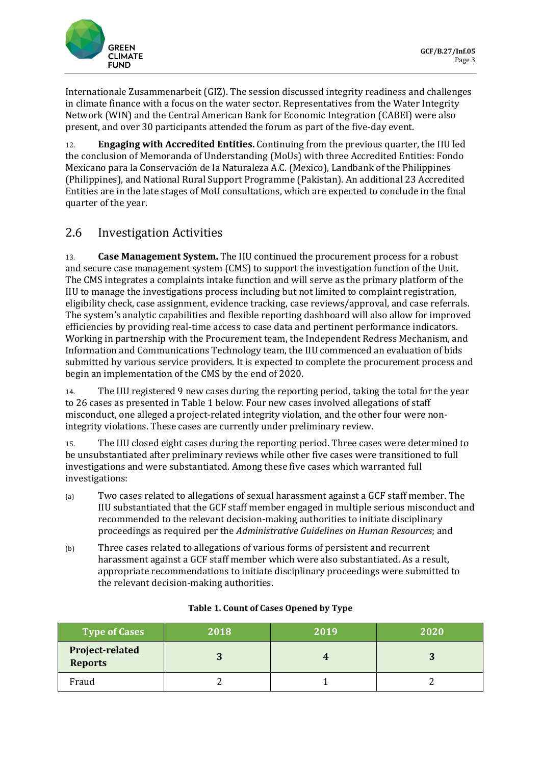Internationale Zusammenarbeit (GIZ). The session discussed integrity readiness and challenges in climate finance with a focus on the water sector. Representatives from the Water Integrity Network (WIN) and the Central American Bank for Economic Integration (CABEI) were also present, and over 30 participants attended the forum as part of the five-day event.

12. **Engaging with Accredited Entities.** Continuing from the previous quarter, the IIU led the conclusion of Memoranda of Understanding (MoUs) with three Accredited Entities: Fondo Mexicano para la Conservación de la Naturaleza A.C. (Mexico), Landbank of the Philippines (Philippines), and National Rural Support Programme (Pakistan). An additional 23 Accredited Entities are in the late stages of MoU consultations, which are expected to conclude in the final quarter of the year.

## 2.6 Investigation Activities

13. **Case Management System.** The IIU continued the procurement process for a robust and secure case management system (CMS) to support the investigation function of the Unit. The CMS integrates a complaints intake function and will serve as the primary platform of the IIU to manage the investigations process including but not limited to complaint registration, eligibility check, case assignment, evidence tracking, case reviews/approval, and case referrals. The system's analytic capabilities and flexible reporting dashboard will also allow for improved efficiencies by providing real-time access to case data and pertinent performance indicators. Working in partnership with the Procurement team, the Independent Redress Mechanism, and Information and Communications Technology team, the IIU commenced an evaluation of bids submitted by various service providers. It is expected to complete the procurement process and begin an implementation of the CMS by the end of 2020.

14. The IIU registered 9 new cases during the reporting period, taking the total for the year to 26 cases as presented in Table 1 below. Four new cases involved allegations of staff misconduct, one alleged a project-related integrity violation, and the other four were non-integrity violations. These cases are currently under preliminary review.

15. The IIU closed eight cases during the reporting period. Three cases were determined to be unsubstantiated after preliminary reviews while other five cases were transitioned to full investigations and were substantiated. Among these five cases which warranted full investigations:

(a) Two cases related to allegations of sexual harassment against a GCF staff member. The IIU substantiated that the GCF staff member engaged in multiple serious misconduct and recommended to the relevant decision-making authorities to initiate disciplinary proceedings as required per the *Administrative Guidelines on Human Resources*; and

(b) Three cases related to allegations of various forms of persistent and recurrent harassment against a GCF staff member which were also substantiated. As a result, appropriate recommendations to initiate disciplinary proceedings were submitted to the relevant decision-making authorities.

**Table 1. Count of Cases Opened by Type**

| Type of Cases | 2018 | 2019 | 2020 |
|---|---|---|---|
| **Project-related Reports** | **3** | **4** | **3** |
| Fraud | 2 | 1 | 2 |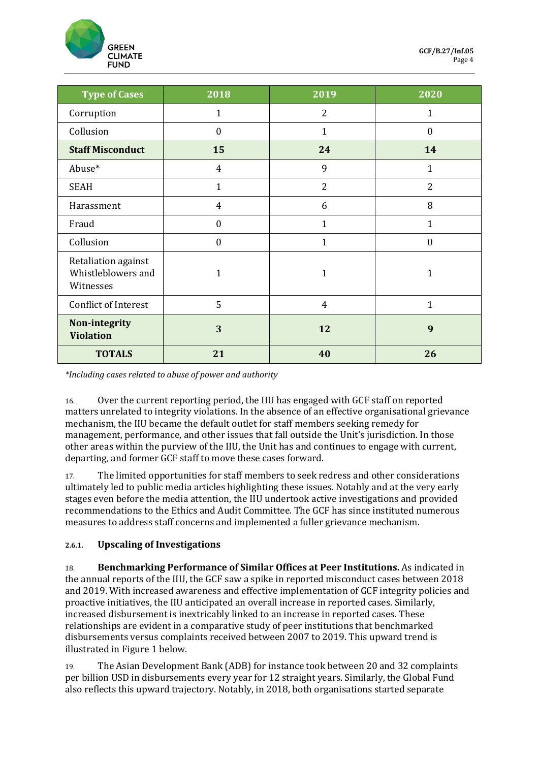| Type of Cases | 2018 | 2019 | 2020 |
|---|---|---|---|
| Corruption | 1 | 2 | 1 |
| Collusion | 0 | 1 | 0 |
| **Staff Misconduct** | **15** | **24** | **14** |
| Abuse* | 4 | 9 | 1 |
| SEAH | 1 | 2 | 2 |
| Harassment | 4 | 6 | 8 |
| Fraud | 0 | 1 | 1 |
| Collusion | 0 | 1 | 0 |
| Retaliation against Whistleblowers and Witnesses | 1 | 1 | 1 |
| Conflict of Interest | 5 | 4 | 1 |
| **Non-integrity Violation** | **3** | **12** | **9** |
| **TOTALS** | **21** | **40** | **26** |

*Including cases related to abuse of power and authority*

16. Over the current reporting period, the IIU has engaged with GCF staff on reported matters unrelated to integrity violations. In the absence of an effective organisational grievance mechanism, the IIU became the default outlet for staff members seeking remedy for management, performance, and other issues that fall outside the Unit's jurisdiction. In those other areas within the purview of the IIU, the Unit has and continues to engage with current, departing, and former GCF staff to move these cases forward.

17. The limited opportunities for staff members to seek redress and other considerations ultimately led to public media articles highlighting these issues. Notably and at the very early stages even before the media attention, the IIU undertook active investigations and provided recommendations to the Ethics and Audit Committee. The GCF has since instituted numerous measures to address staff concerns and implemented a fuller grievance mechanism.

#### 2.6.1. Upscaling of Investigations

18. **Benchmarking Performance of Similar Offices at Peer Institutions.** As indicated in the annual reports of the IIU, the GCF saw a spike in reported misconduct cases between 2018 and 2019. With increased awareness and effective implementation of GCF integrity policies and proactive initiatives, the IIU anticipated an overall increase in reported cases. Similarly, increased disbursement is inextricably linked to an increase in reported cases. These relationships are evident in a comparative study of peer institutions that benchmarked disbursements versus complaints received between 2007 to 2019. This upward trend is illustrated in Figure 1 below.

19. The Asian Development Bank (ADB) for instance took between 20 and 32 complaints per billion USD in disbursements every year for 12 straight years. Similarly, the Global Fund also reflects this upward trajectory. Notably, in 2018, both organisations started separate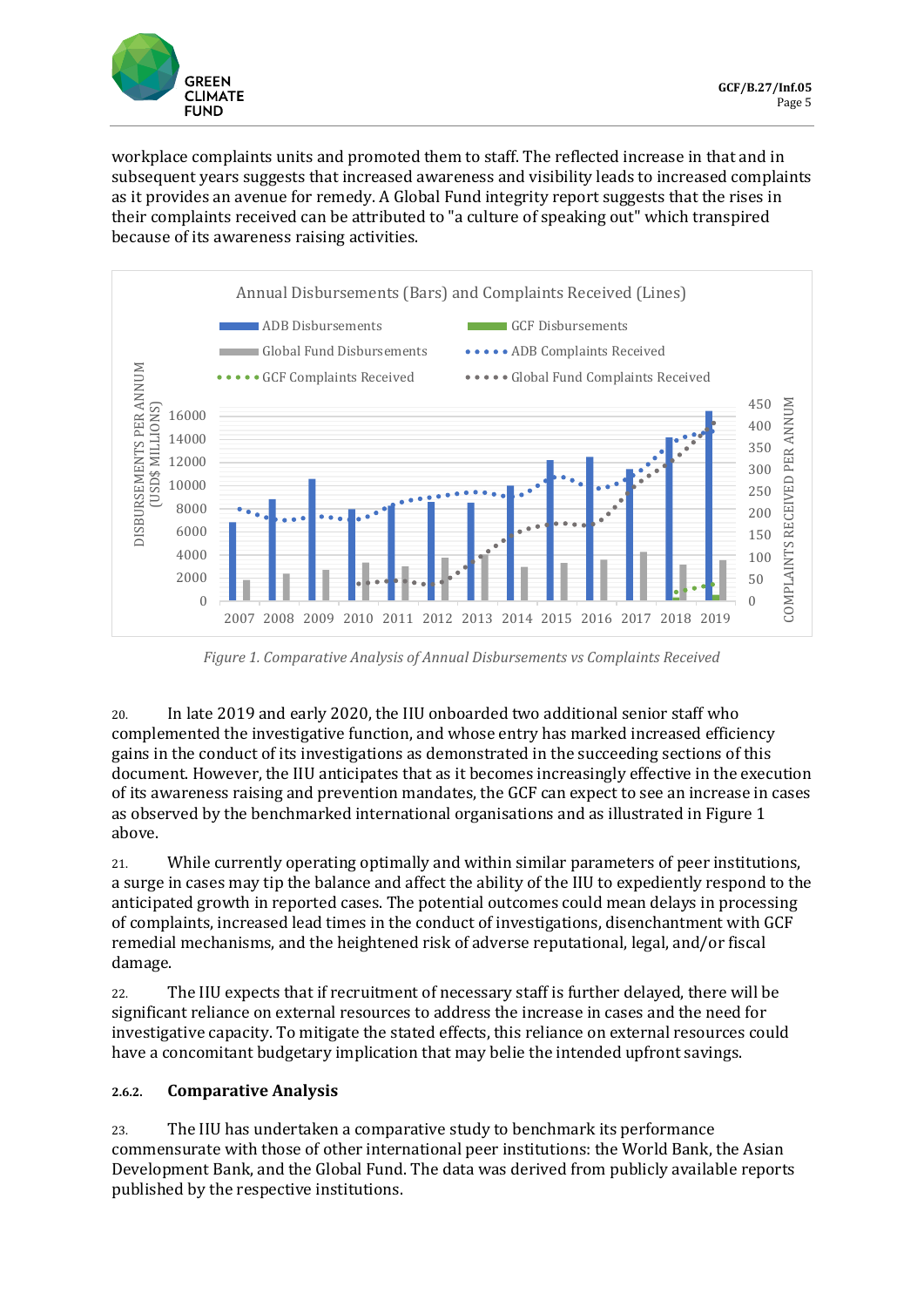workplace complaints units and promoted them to staff. The reflected increase in that and in subsequent years suggests that increased awareness and visibility leads to increased complaints as it provides an avenue for remedy. A Global Fund integrity report suggests that the rises in their complaints received can be attributed to "a culture of speaking out" which transpired because of its awareness raising activities.

Annual Disbursements (Bars) and Complaints Received (Lines)

*Figure 1. Comparative Analysis of Annual Disbursements vs Complaints Received*

20. In late 2019 and early 2020, the IIU onboarded two additional senior staff who complemented the investigative function, and whose entry has marked increased efficiency gains in the conduct of its investigations as demonstrated in the succeeding sections of this document. However, the IIU anticipates that as it becomes increasingly effective in the execution of its awareness raising and prevention mandates, the GCF can expect to see an increase in cases as observed by the benchmarked international organisations and as illustrated in Figure 1 above.

21. While currently operating optimally and within similar parameters of peer institutions, a surge in cases may tip the balance and affect the ability of the IIU to expediently respond to the anticipated growth in reported cases. The potential outcomes could mean delays in processing of complaints, increased lead times in the conduct of investigations, disenchantment with GCF remedial mechanisms, and the heightened risk of adverse reputational, legal, and/or fiscal damage.

22. The IIU expects that if recruitment of necessary staff is further delayed, there will be significant reliance on external resources to address the increase in cases and the need for investigative capacity. To mitigate the stated effects, this reliance on external resources could have a concomitant budgetary implication that may belie the intended upfront savings.

### 2.6.2. Comparative Analysis

23. The IIU has undertaken a comparative study to benchmark its performance commensurate with those of other international peer institutions: the World Bank, the Asian Development Bank, and the Global Fund. The data was derived from publicly available reports published by the respective institutions.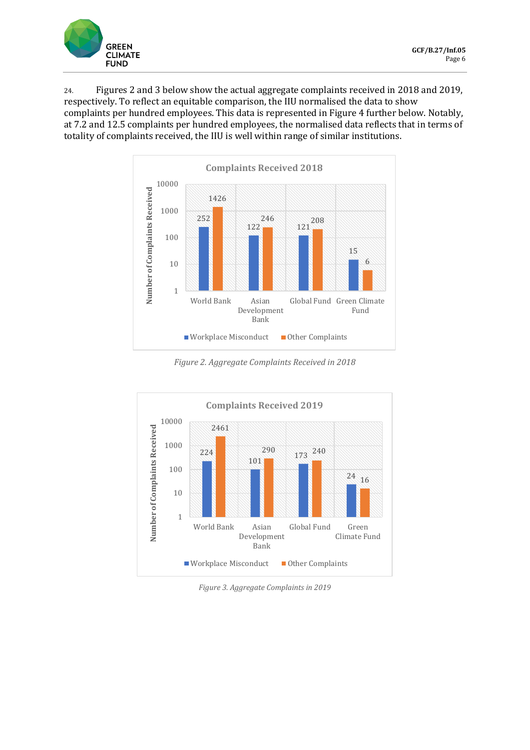24. Figures 2 and 3 below show the actual aggregate complaints received in 2018 and 2019, respectively. To reflect an equitable comparison, the IIU normalised the data to show complaints per hundred employees. This data is represented in Figure 4 further below. Notably, at 7.2 and 12.5 complaints per hundred employees, the normalised data reflects that in terms of totality of complaints received, the IIU is well within range of similar institutions.

**Complaints Received 2018**

| | Workplace Misconduct | Other Complaints |
|---|---|---|
| World Bank | 252 | 1426 |
| Asian Development Bank | 122 | 246 |
| Global Fund | 121 | 208 |
| Green Climate Fund | 15 | 6 |

*Figure 2. Aggregate Complaints Received in 2018*

**Complaints Received 2019**

| | Workplace Misconduct | Other Complaints |
|---|---|---|
| World Bank | 224 | 2461 |
| Asian Development Bank | 101 | 290 |
| Global Fund | 173 | 240 |
| Green Climate Fund | 24 | 16 |

*Figure 3. Aggregate Complaints in 2019*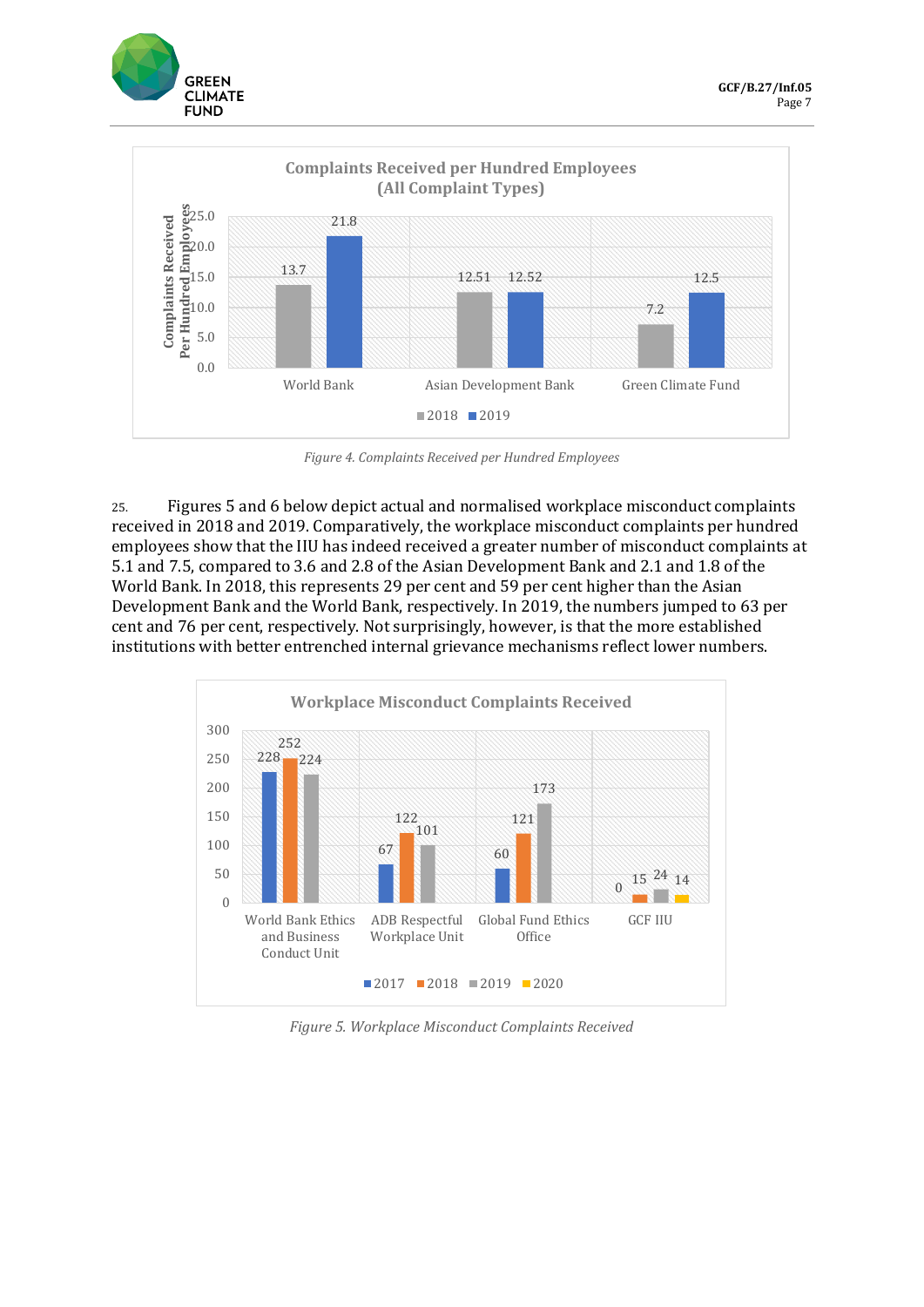**Complaints Received per Hundred Employees (All Complaint Types)**

| | 2018 | 2019 |
|---|---|---|
| World Bank | 13.7 | 21.8 |
| Asian Development Bank | 12.51 | 12.52 |
| Green Climate Fund | 7.2 | 12.5 |

*Figure 4. Complaints Received per Hundred Employees*

25. Figures 5 and 6 below depict actual and normalised workplace misconduct complaints received in 2018 and 2019. Comparatively, the workplace misconduct complaints per hundred employees show that the IIU has indeed received a greater number of misconduct complaints at 5.1 and 7.5, compared to 3.6 and 2.8 of the Asian Development Bank and 2.1 and 1.8 of the World Bank. In 2018, this represents 29 per cent and 59 per cent higher than the Asian Development Bank and the World Bank, respectively. In 2019, the numbers jumped to 63 per cent and 76 per cent, respectively. Not surprisingly, however, is that the more established institutions with better entrenched internal grievance mechanisms reflect lower numbers.

**Workplace Misconduct Complaints Received**

| | 2017 | 2018 | 2019 | 2020 |
|---|---|---|---|---|
| World Bank Ethics and Business Conduct Unit | 228 | 252 | 224 | |
| ADB Respectful Workplace Unit | 67 | 122 | 101 | |
| Global Fund Ethics Office | 60 | 121 | 173 | |
| GCF IIU | 0 | 15 | 24 | 14 |

*Figure 5. Workplace Misconduct Complaints Received*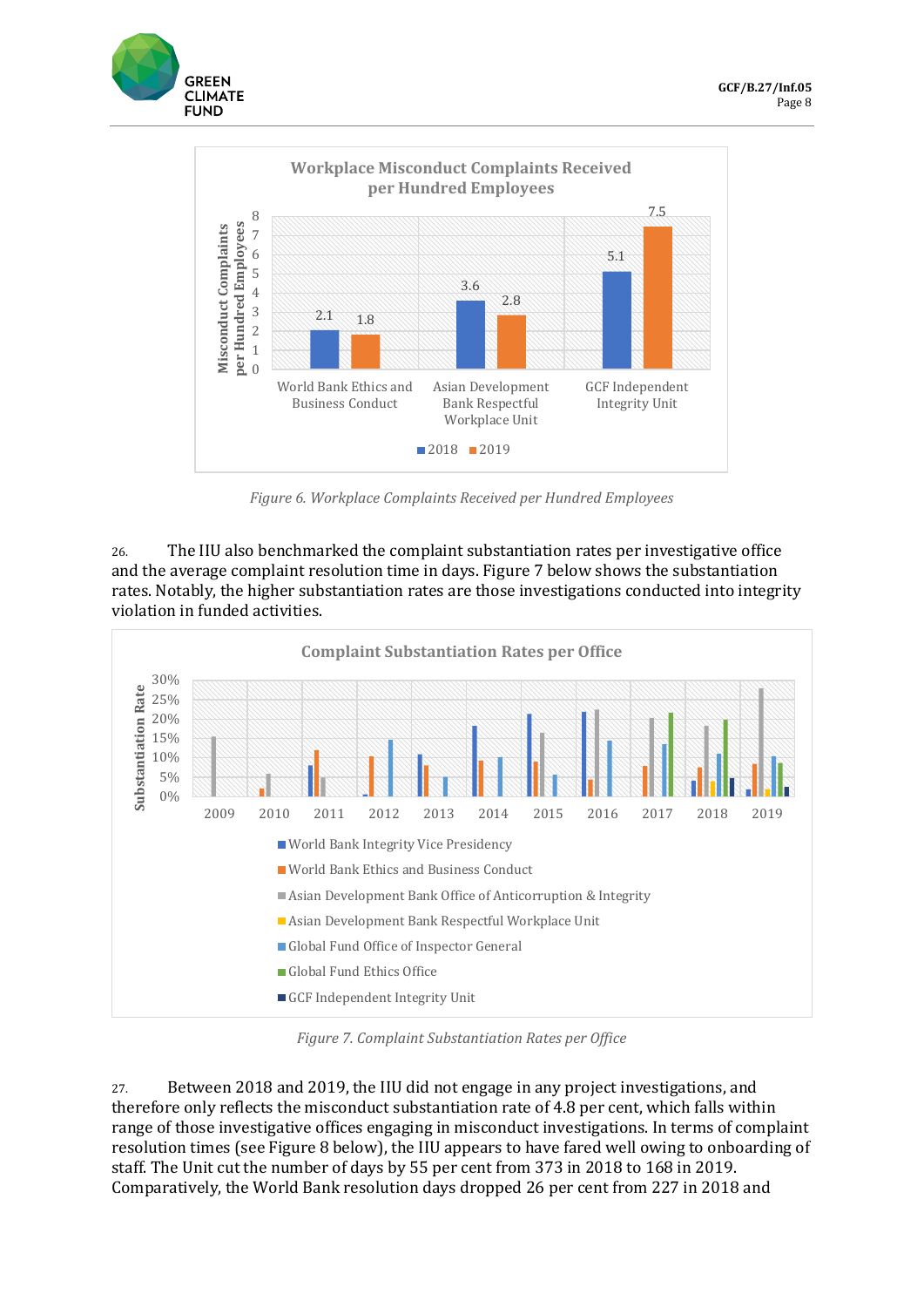**Workplace Misconduct Complaints Received per Hundred Employees**

| | 2018 | 2019 |
|---|---|---|
| World Bank Ethics and Business Conduct | 2.1 | 1.8 |
| Asian Development Bank Respectful Workplace Unit | 3.6 | 2.8 |
| GCF Independent Integrity Unit | 5.1 | 7.5 |

*Figure 6. Workplace Complaints Received per Hundred Employees*

26. The IIU also benchmarked the complaint substantiation rates per investigative office and the average complaint resolution time in days. Figure 7 below shows the substantiation rates. Notably, the higher substantiation rates are those investigations conducted into integrity violation in funded activities.

**Complaint Substantiation Rates per Office**

Legend: World Bank Integrity Vice Presidency; World Bank Ethics and Business Conduct; Asian Development Bank Office of Anticorruption & Integrity; Asian Development Bank Respectful Workplace Unit; Global Fund Office of Inspector General; Global Fund Ethics Office; GCF Independent Integrity Unit

*Figure 7. Complaint Substantiation Rates per Office*

27. Between 2018 and 2019, the IIU did not engage in any project investigations, and therefore only reflects the misconduct substantiation rate of 4.8 per cent, which falls within range of those investigative offices engaging in misconduct investigations. In terms of complaint resolution times (see Figure 8 below), the IIU appears to have fared well owing to onboarding of staff. The Unit cut the number of days by 55 per cent from 373 in 2018 to 168 in 2019. Comparatively, the World Bank resolution days dropped 26 per cent from 227 in 2018 and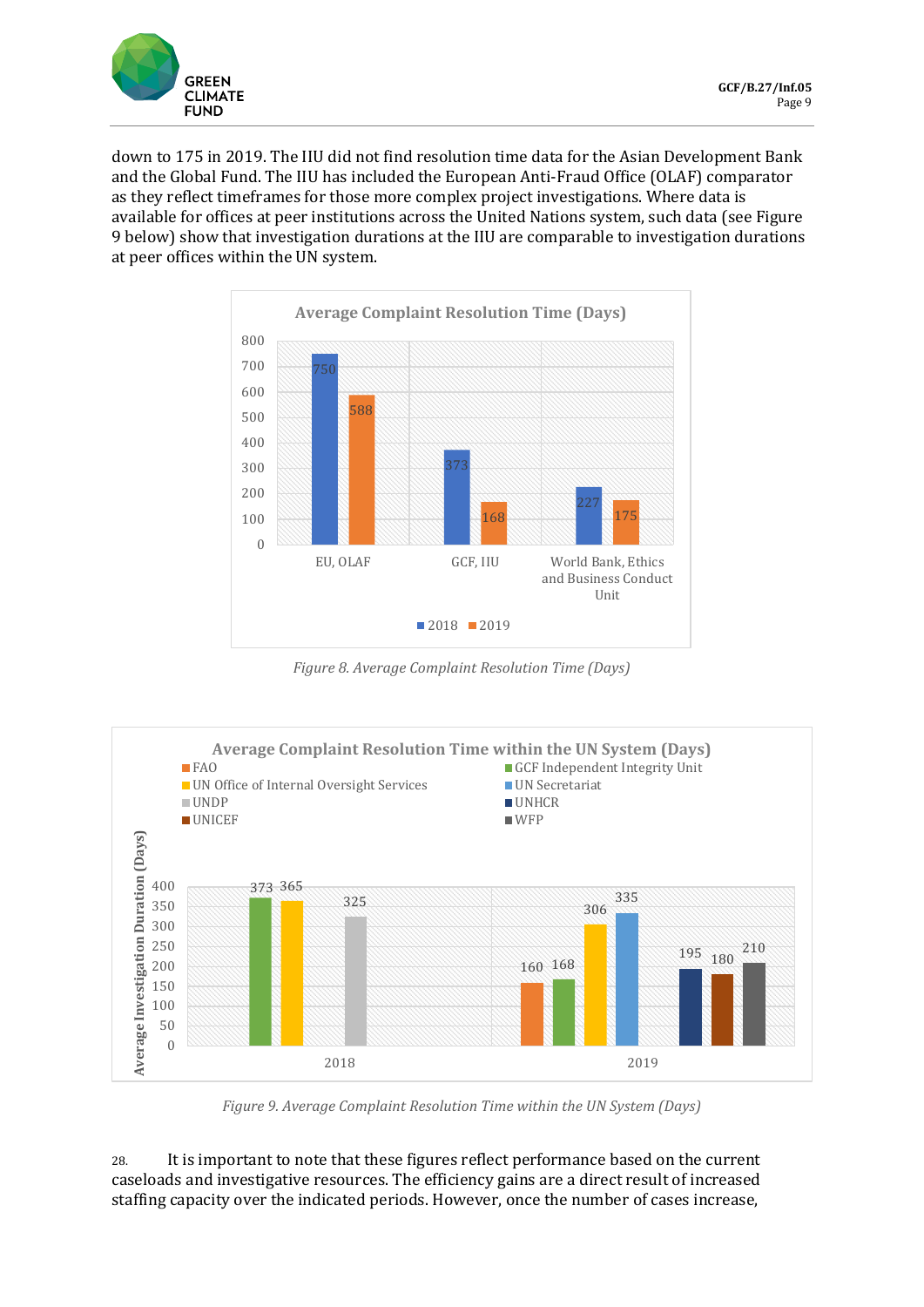down to 175 in 2019. The IIU did not find resolution time data for the Asian Development Bank and the Global Fund. The IIU has included the European Anti-Fraud Office (OLAF) comparator as they reflect timeframes for those more complex project investigations. Where data is available for offices at peer institutions across the United Nations system, such data (see Figure 9 below) show that investigation durations at the IIU are comparable to investigation durations at peer offices within the UN system.

**Average Complaint Resolution Time (Days)**

| | 2018 | 2019 |
|---|---|---|
| EU, OLAF | 750 | 588 |
| GCF, IIU | 373 | 168 |
| World Bank, Ethics and Business Conduct Unit | 227 | 175 |

*Figure 8. Average Complaint Resolution Time (Days)*

**Average Complaint Resolution Time within the UN System (Days)**

| Average Investigation Duration (Days) | 2018 | 2019 |
|---|---|---|
| FAO | | 160 |
| GCF Independent Integrity Unit | 373 | 168 |
| UN Office of Internal Oversight Services | 365 | 306 |
| UN Secretariat | | 335 |
| UNDP | 325 | |
| UNHCR | | 195 |
| UNICEF | | 180 |
| WFP | | 210 |

*Figure 9. Average Complaint Resolution Time within the UN System (Days)*

28. It is important to note that these figures reflect performance based on the current caseloads and investigative resources. The efficiency gains are a direct result of increased staffing capacity over the indicated periods. However, once the number of cases increase,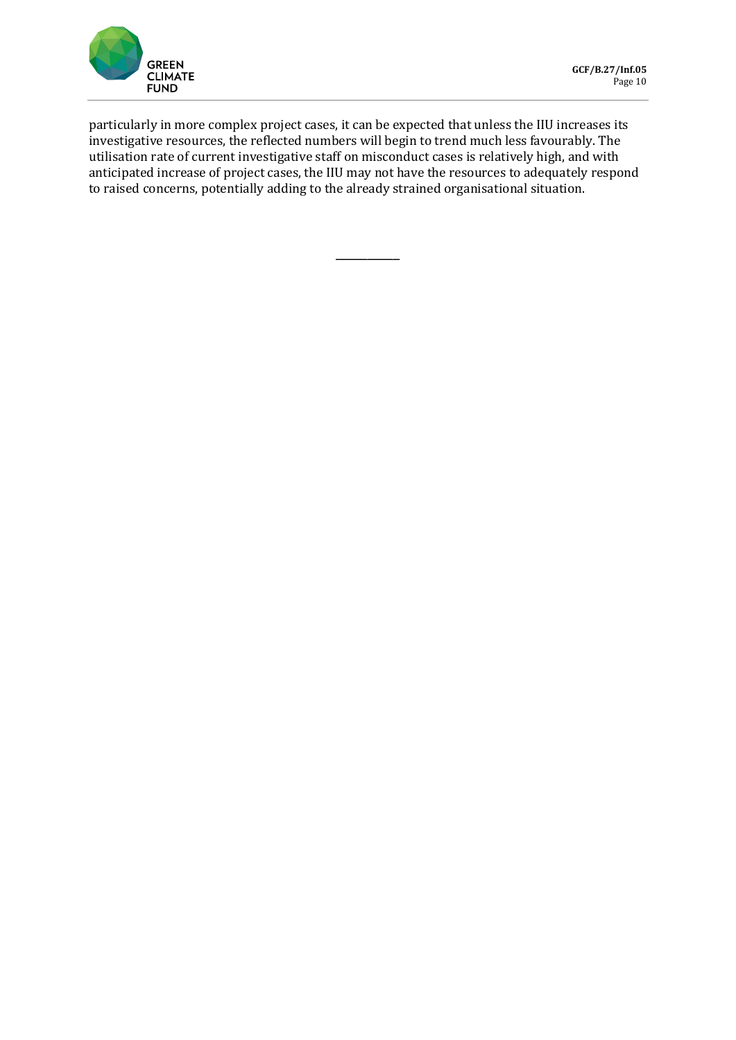particularly in more complex project cases, it can be expected that unless the IIU increases its investigative resources, the reflected numbers will begin to trend much less favourably. The utilisation rate of current investigative staff on misconduct cases is relatively high, and with anticipated increase of project cases, the IIU may not have the resources to adequately respond to raised concerns, potentially adding to the already strained organisational situation.

___________